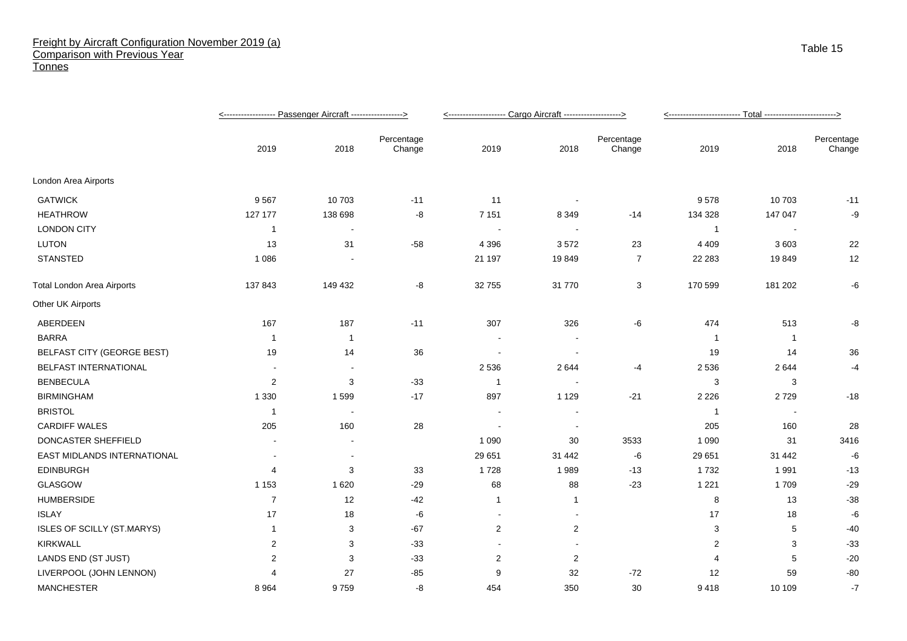# Freight by Aircraft Configuration November 2019 (a)
## Comparison with Previous Year
### Tonnes

Table 15

| | Passenger Aircraft | | | Cargo Aircraft | | | Total | | |
|---|---|---|---|---|---|---|---|---|---|
| | 2019 | 2018 | Percentage Change | 2019 | 2018 | Percentage Change | 2019 | 2018 | Percentage Change |
| London Area Airports | | | | | | | | | |
| GATWICK | 9 567 | 10 703 | -11 | 11 | - | | 9 578 | 10 703 | -11 |
| HEATHROW | 127 177 | 138 698 | -8 | 7 151 | 8 349 | -14 | 134 328 | 147 047 | -9 |
| LONDON CITY | 1 | - | | - | - | | 1 | - | |
| LUTON | 13 | 31 | -58 | 4 396 | 3 572 | 23 | 4 409 | 3 603 | 22 |
| STANSTED | 1 086 | - | | 21 197 | 19 849 | 7 | 22 283 | 19 849 | 12 |
| Total London Area Airports | 137 843 | 149 432 | -8 | 32 755 | 31 770 | 3 | 170 599 | 181 202 | -6 |
| Other UK Airports | | | | | | | | | |
| ABERDEEN | 167 | 187 | -11 | 307 | 326 | -6 | 474 | 513 | -8 |
| BARRA | 1 | 1 | | - | - | | 1 | 1 | |
| BELFAST CITY (GEORGE BEST) | 19 | 14 | 36 | - | - | | 19 | 14 | 36 |
| BELFAST INTERNATIONAL | - | - | | 2 536 | 2 644 | -4 | 2 536 | 2 644 | -4 |
| BENBECULA | 2 | 3 | -33 | 1 | - | | 3 | 3 | |
| BIRMINGHAM | 1 330 | 1 599 | -17 | 897 | 1 129 | -21 | 2 226 | 2 729 | -18 |
| BRISTOL | 1 | - | | - | - | | 1 | - | |
| CARDIFF WALES | 205 | 160 | 28 | - | - | | 205 | 160 | 28 |
| DONCASTER SHEFFIELD | - | - | | 1 090 | 30 | 3533 | 1 090 | 31 | 3416 |
| EAST MIDLANDS INTERNATIONAL | - | - | | 29 651 | 31 442 | -6 | 29 651 | 31 442 | -6 |
| EDINBURGH | 4 | 3 | 33 | 1 728 | 1 989 | -13 | 1 732 | 1 991 | -13 |
| GLASGOW | 1 153 | 1 620 | -29 | 68 | 88 | -23 | 1 221 | 1 709 | -29 |
| HUMBERSIDE | 7 | 12 | -42 | 1 | 1 | | 8 | 13 | -38 |
| ISLAY | 17 | 18 | -6 | - | - | | 17 | 18 | -6 |
| ISLES OF SCILLY (ST.MARYS) | 1 | 3 | -67 | 2 | 2 | | 3 | 5 | -40 |
| KIRKWALL | 2 | 3 | -33 | - | - | | 2 | 3 | -33 |
| LANDS END (ST JUST) | 2 | 3 | -33 | 2 | 2 | | 4 | 5 | -20 |
| LIVERPOOL (JOHN LENNON) | 4 | 27 | -85 | 9 | 32 | -72 | 12 | 59 | -80 |
| MANCHESTER | 8 964 | 9 759 | -8 | 454 | 350 | 30 | 9 418 | 10 109 | -7 |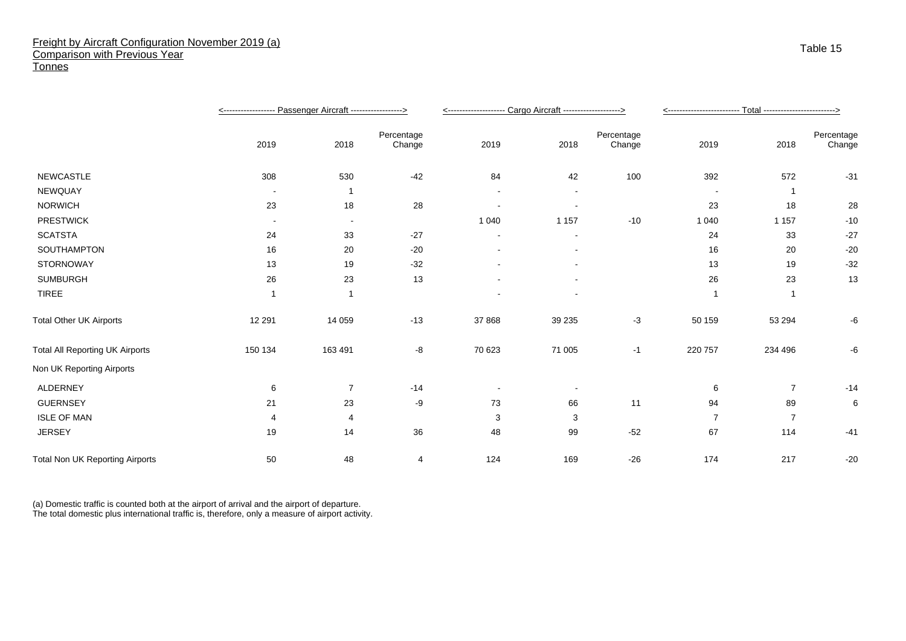Freight by Aircraft Configuration November 2019 (a)
Comparison with Previous Year
Tonnes

Table 15

| | Passenger Aircraft | | | Cargo Aircraft | | | Total | | |
|---|---|---|---|---|---|---|---|---|---|
| | 2019 | 2018 | Percentage Change | 2019 | 2018 | Percentage Change | 2019 | 2018 | Percentage Change |
| NEWCASTLE | 308 | 530 | -42 | 84 | 42 | 100 | 392 | 572 | -31 |
| NEWQUAY | - | 1 | | - | - | | - | 1 | |
| NORWICH | 23 | 18 | 28 | - | - | | 23 | 18 | 28 |
| PRESTWICK | - | - | | 1 040 | 1 157 | -10 | 1 040 | 1 157 | -10 |
| SCATSTA | 24 | 33 | -27 | - | - | | 24 | 33 | -27 |
| SOUTHAMPTON | 16 | 20 | -20 | - | - | | 16 | 20 | -20 |
| STORNOWAY | 13 | 19 | -32 | - | - | | 13 | 19 | -32 |
| SUMBURGH | 26 | 23 | 13 | - | - | | 26 | 23 | 13 |
| TIREE | 1 | 1 | | - | - | | 1 | 1 | |
| Total Other UK Airports | 12 291 | 14 059 | -13 | 37 868 | 39 235 | -3 | 50 159 | 53 294 | -6 |
| Total All Reporting UK Airports | 150 134 | 163 491 | -8 | 70 623 | 71 005 | -1 | 220 757 | 234 496 | -6 |
| Non UK Reporting Airports | | | | | | | | | |
| ALDERNEY | 6 | 7 | -14 | - | - | | 6 | 7 | -14 |
| GUERNSEY | 21 | 23 | -9 | 73 | 66 | 11 | 94 | 89 | 6 |
| ISLE OF MAN | 4 | 4 | | 3 | 3 | | 7 | 7 | |
| JERSEY | 19 | 14 | 36 | 48 | 99 | -52 | 67 | 114 | -41 |
| Total Non UK Reporting Airports | 50 | 48 | 4 | 124 | 169 | -26 | 174 | 217 | -20 |

(a) Domestic traffic is counted both at the airport of arrival and the airport of departure.
The total domestic plus international traffic is, therefore, only a measure of airport activity.